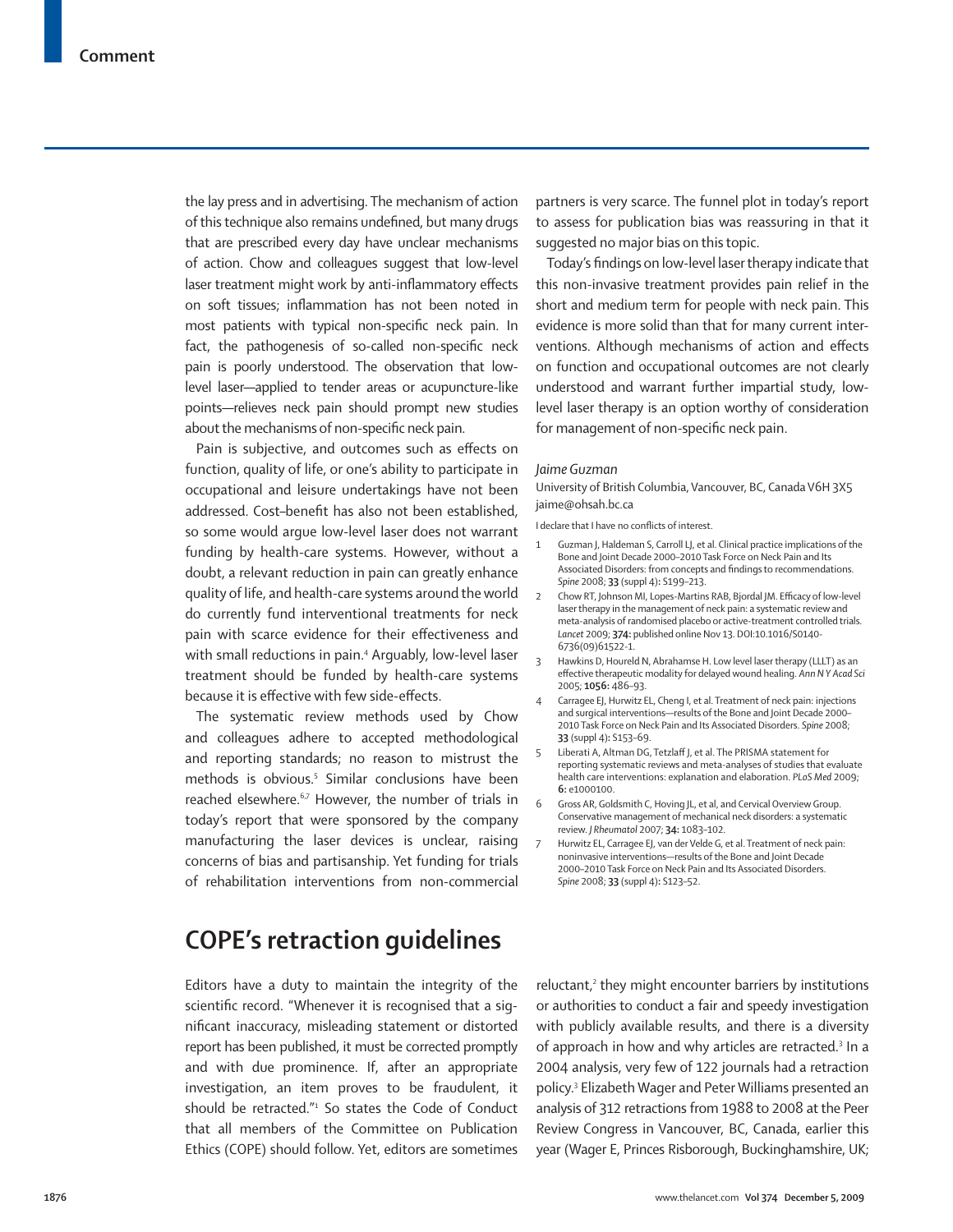the lay press and in advertising. The mechanism of action of this technique also remains undefined, but many drugs that are prescribed every day have unclear mechanisms of action. Chow and colleagues suggest that low-level laser treatment might work by anti-inflammatory effects on soft tissues; inflammation has not been noted in most patients with typical non-specific neck pain. In fact, the pathogenesis of so-called non-specific neck pain is poorly understood. The observation that low-level laser—applied to tender areas or acupuncture-like points—relieves neck pain should prompt new studies about the mechanisms of non-specific neck pain.

Pain is subjective, and outcomes such as effects on function, quality of life, or one's ability to participate in occupational and leisure undertakings have not been addressed. Cost–benefit has also not been established, so some would argue low-level laser does not warrant funding by health-care systems. However, without a doubt, a relevant reduction in pain can greatly enhance quality of life, and health-care systems around the world do currently fund interventional treatments for neck pain with scarce evidence for their effectiveness and with small reductions in pain.[4] Arguably, low-level laser treatment should be funded by health-care systems because it is effective with few side-effects.

The systematic review methods used by Chow and colleagues adhere to accepted methodological and reporting standards; no reason to mistrust the methods is obvious.[5] Similar conclusions have been reached elsewhere.[6,7] However, the number of trials in today's report that were sponsored by the company manufacturing the laser devices is unclear, raising concerns of bias and partisanship. Yet funding for trials of rehabilitation interventions from non-commercial partners is very scarce. The funnel plot in today's report to assess for publication bias was reassuring in that it suggested no major bias on this topic.

Today's findings on low-level laser therapy indicate that this non-invasive treatment provides pain relief in the short and medium term for people with neck pain. This evidence is more solid than that for many current interventions. Although mechanisms of action and effects on function and occupational outcomes are not clearly understood and warrant further impartial study, low-level laser therapy is an option worthy of consideration for management of non-specific neck pain.

*Jaime Guzman*

University of British Columbia, Vancouver, BC, Canada V6H 3X5
jaime@ohsah.bc.ca

I declare that I have no conflicts of interest.

1. Guzman J, Haldeman S, Carroll LJ, et al. Clinical practice implications of the Bone and Joint Decade 2000–2010 Task Force on Neck Pain and Its Associated Disorders: from concepts and findings to recommendations. *Spine* 2008; **33** (suppl 4)**:** S199–213.
2. Chow RT, Johnson MI, Lopes-Martins RAB, Bjordal JM. Efficacy of low-level laser therapy in the management of neck pain: a systematic review and meta-analysis of randomised placebo or active-treatment controlled trials. *Lancet* 2009; **374:** published online Nov 13. DOI:10.1016/S0140-6736(09)61522-1.
3. Hawkins D, Houreld N, Abrahamse H. Low level laser therapy (LLLT) as an effective therapeutic modality for delayed wound healing. *Ann N Y Acad Sci* 2005; **1056:** 486–93.
4. Carragee EJ, Hurwitz EL, Cheng I, et al. Treatment of neck pain: injections and surgical interventions—results of the Bone and Joint Decade 2000–2010 Task Force on Neck Pain and Its Associated Disorders. *Spine* 2008; **33** (suppl 4)**:** S153–69.
5. Liberati A, Altman DG, Tetzlaff J, et al. The PRISMA statement for reporting systematic reviews and meta-analyses of studies that evaluate health care interventions: explanation and elaboration. *PLoS Med* 2009; **6:** e1000100.
6. Gross AR, Goldsmith C, Hoving JL, et al, and Cervical Overview Group. Conservative management of mechanical neck disorders: a systematic review. *J Rheumatol* 2007; **34:** 1083–102.
7. Hurwitz EL, Carragee EJ, van der Velde G, et al. Treatment of neck pain: noninvasive interventions—results of the Bone and Joint Decade 2000–2010 Task Force on Neck Pain and Its Associated Disorders. *Spine* 2008; **33** (suppl 4)**:** S123–52.

# COPE's retraction guidelines

Editors have a duty to maintain the integrity of the scientific record. "Whenever it is recognised that a significant inaccuracy, misleading statement or distorted report has been published, it must be corrected promptly and with due prominence. If, after an appropriate investigation, an item proves to be fraudulent, it should be retracted."[1] So states the Code of Conduct that all members of the Committee on Publication Ethics (COPE) should follow. Yet, editors are sometimes reluctant,[2] they might encounter barriers by institutions or authorities to conduct a fair and speedy investigation with publicly available results, and there is a diversity of approach in how and why articles are retracted.[3] In a 2004 analysis, very few of 122 journals had a retraction policy.[3] Elizabeth Wager and Peter Williams presented an analysis of 312 retractions from 1988 to 2008 at the Peer Review Congress in Vancouver, BC, Canada, earlier this year (Wager E, Princes Risborough, Buckinghamshire, UK;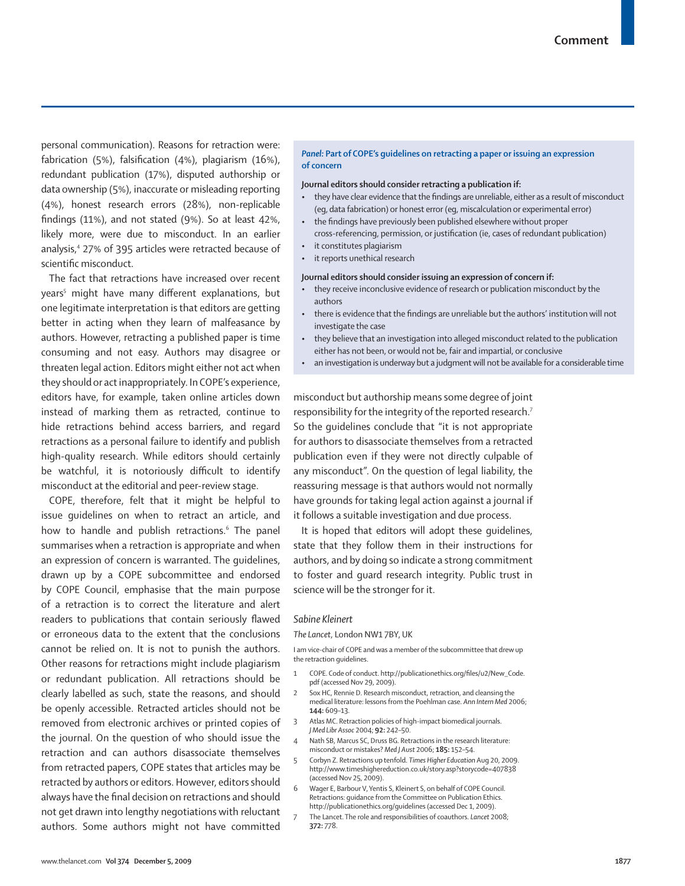personal communication). Reasons for retraction were: fabrication (5%), falsification (4%), plagiarism (16%), redundant publication (17%), disputed authorship or data ownership (5%), inaccurate or misleading reporting (4%), honest research errors (28%), non-replicable findings (11%), and not stated (9%). So at least 42%, likely more, were due to misconduct. In an earlier analysis,[4] 27% of 395 articles were retracted because of scientific misconduct.

The fact that retractions have increased over recent years[5] might have many different explanations, but one legitimate interpretation is that editors are getting better in acting when they learn of malfeasance by authors. However, retracting a published paper is time consuming and not easy. Authors may disagree or threaten legal action. Editors might either not act when they should or act inappropriately. In COPE's experience, editors have, for example, taken online articles down instead of marking them as retracted, continue to hide retractions behind access barriers, and regard retractions as a personal failure to identify and publish high-quality research. While editors should certainly be watchful, it is notoriously difficult to identify misconduct at the editorial and peer-review stage.

COPE, therefore, felt that it might be helpful to issue guidelines on when to retract an article, and how to handle and publish retractions.[6] The panel summarises when a retraction is appropriate and when an expression of concern is warranted. The guidelines, drawn up by a COPE subcommittee and endorsed by COPE Council, emphasise that the main purpose of a retraction is to correct the literature and alert readers to publications that contain seriously flawed or erroneous data to the extent that the conclusions cannot be relied on. It is not to punish the authors. Other reasons for retractions might include plagiarism or redundant publication. All retractions should be clearly labelled as such, state the reasons, and should be openly accessible. Retracted articles should not be removed from electronic archives or printed copies of the journal. On the question of who should issue the retraction and can authors disassociate themselves from retracted papers, COPE states that articles may be retracted by authors or editors. However, editors should always have the final decision on retractions and should not get drawn into lengthy negotiations with reluctant authors. Some authors might not have committed misconduct but authorship means some degree of joint responsibility for the integrity of the reported research.[7] So the guidelines conclude that "it is not appropriate for authors to disassociate themselves from a retracted publication even if they were not directly culpable of any misconduct". On the question of legal liability, the reassuring message is that authors would not normally have grounds for taking legal action against a journal if it follows a suitable investigation and due process.

It is hoped that editors will adopt these guidelines, state that they follow them in their instructions for authors, and by doing so indicate a strong commitment to foster and guard research integrity. Public trust in science will be the stronger for it.

**_Panel:_ Part of COPE's guidelines on retracting a paper or issuing an expression of concern**

**Journal editors should consider retracting a publication if:**

- they have clear evidence that the findings are unreliable, either as a result of misconduct (eg, data fabrication) or honest error (eg, miscalculation or experimental error)
- the findings have previously been published elsewhere without proper cross-referencing, permission, or justification (ie, cases of redundant publication)
- it constitutes plagiarism
- it reports unethical research

**Journal editors should consider issuing an expression of concern if:**

- they receive inconclusive evidence of research or publication misconduct by the authors
- there is evidence that the findings are unreliable but the authors' institution will not investigate the case
- they believe that an investigation into alleged misconduct related to the publication either has not been, or would not be, fair and impartial, or conclusive
- an investigation is underway but a judgment will not be available for a considerable time

*Sabine Kleinert*

*The Lancet*, London NW1 7BY, UK

I am vice-chair of COPE and was a member of the subcommittee that drew up the retraction guidelines.

1. COPE. Code of conduct. http://publicationethics.org/files/u2/New_Code.pdf (accessed Nov 29, 2009).
2. Sox HC, Rennie D. Research misconduct, retraction, and cleansing the medical literature: lessons from the Poehlman case. *Ann Intern Med* 2006; **144:** 609–13.
3. Atlas MC. Retraction policies of high-impact biomedical journals. *J Med Libr Assoc* 2004; **92:** 242–50.
4. Nath SB, Marcus SC, Druss BG. Retractions in the research literature: misconduct or mistakes? *Med J Aust* 2006; **185:** 152–54.
5. Corbyn Z. Retractions up tenfold. *Times Higher Education* Aug 20, 2009. http://www.timeshighereduction.co.uk/story.asp?storycode=407838 (accessed Nov 25, 2009).
6. Wager E, Barbour V, Yentis S, Kleinert S, on behalf of COPE Council. Retractions: guidance from the Committee on Publication Ethics. http://publicationethics.org/guidelines (accessed Dec 1, 2009).
7. The Lancet. The role and responsibilities of coauthors. *Lancet* 2008; **372:** 778.